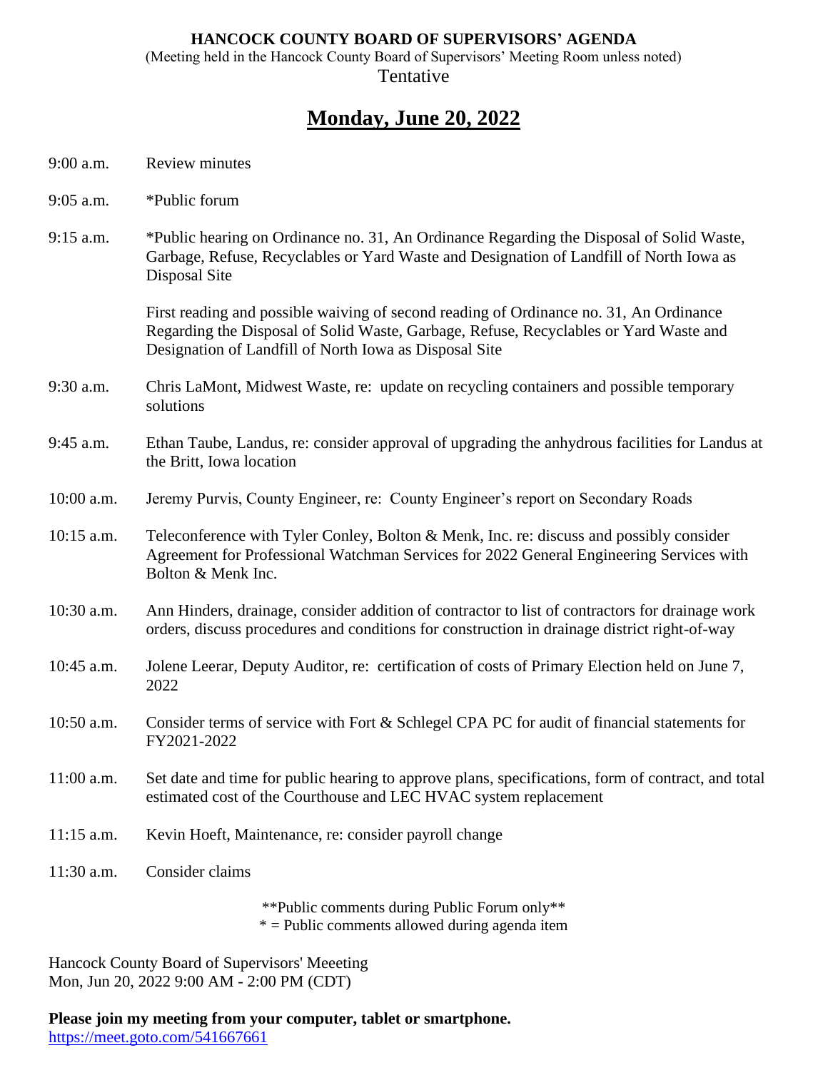**HANCOCK COUNTY BOARD OF SUPERVISORS' AGENDA**

(Meeting held in the Hancock County Board of Supervisors' Meeting Room unless noted)

Tentative

# Monday, June 20, 2022

9:00 a.m. Review minutes

9:05 a.m. *Public forum

9:15 a.m. *Public hearing on Ordinance no. 31, An Ordinance Regarding the Disposal of Solid Waste, Garbage, Refuse, Recyclables or Yard Waste and Designation of Landfill of North Iowa as Disposal Site

First reading and possible waiving of second reading of Ordinance no. 31, An Ordinance Regarding the Disposal of Solid Waste, Garbage, Refuse, Recyclables or Yard Waste and Designation of Landfill of North Iowa as Disposal Site

9:30 a.m. Chris LaMont, Midwest Waste, re: update on recycling containers and possible temporary solutions

9:45 a.m. Ethan Taube, Landus, re: consider approval of upgrading the anhydrous facilities for Landus at the Britt, Iowa location

10:00 a.m. Jeremy Purvis, County Engineer, re: County Engineer's report on Secondary Roads

10:15 a.m. Teleconference with Tyler Conley, Bolton & Menk, Inc. re: discuss and possibly consider Agreement for Professional Watchman Services for 2022 General Engineering Services with Bolton & Menk Inc.

10:30 a.m. Ann Hinders, drainage, consider addition of contractor to list of contractors for drainage work orders, discuss procedures and conditions for construction in drainage district right-of-way

10:45 a.m. Jolene Leerar, Deputy Auditor, re: certification of costs of Primary Election held on June 7, 2022

10:50 a.m. Consider terms of service with Fort & Schlegel CPA PC for audit of financial statements for FY2021-2022

11:00 a.m. Set date and time for public hearing to approve plans, specifications, form of contract, and total estimated cost of the Courthouse and LEC HVAC system replacement

11:15 a.m. Kevin Hoeft, Maintenance, re: consider payroll change

11:30 a.m. Consider claims

**Public comments during Public Forum only**

* = Public comments allowed during agenda item

Hancock County Board of Supervisors' Meeeting
Mon, Jun 20, 2022 9:00 AM - 2:00 PM (CDT)

**Please join my meeting from your computer, tablet or smartphone.**
https://meet.goto.com/541667661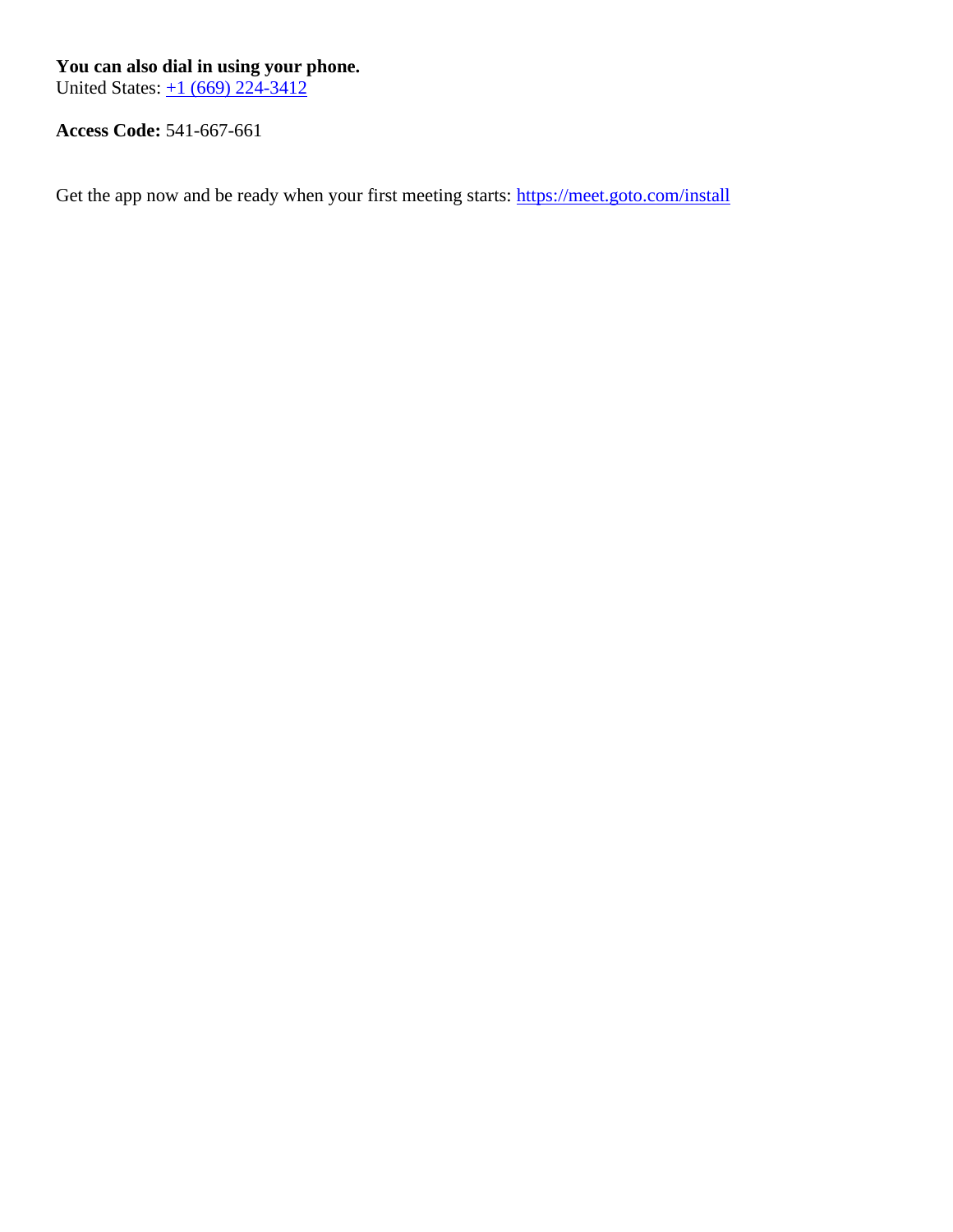**You can also dial in using your phone.**
United States: [+1 (669) 224-3412](tel:+16692243412)

**Access Code:** 541-667-661

Get the app now and be ready when your first meeting starts: [https://meet.goto.com/install](https://meet.goto.com/install)